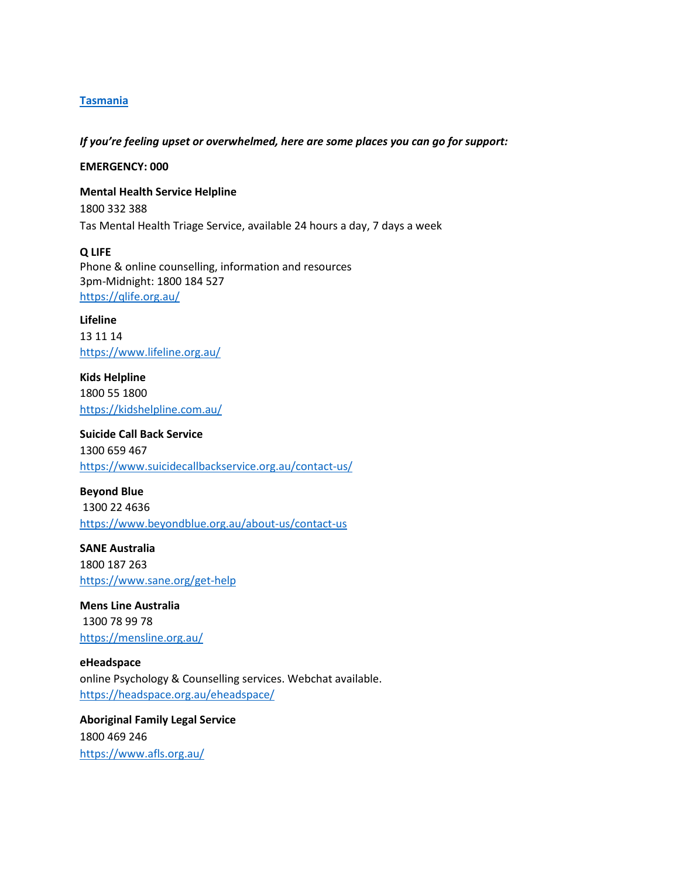**[Tasmania](#)**

***If you're feeling upset or overwhelmed, here are some places you can go for support:***

**EMERGENCY: 000**

**Mental Health Service Helpline**
1800 332 388
Tas Mental Health Triage Service, available 24 hours a day, 7 days a week

**Q LIFE**
Phone & online counselling, information and resources
3pm-Midnight: 1800 184 527
https://qlife.org.au/

**Lifeline**
13 11 14
https://www.lifeline.org.au/

**Kids Helpline**
1800 55 1800
https://kidshelpline.com.au/

**Suicide Call Back Service**
1300 659 467
https://www.suicidecallbackservice.org.au/contact-us/

**Beyond Blue**
1300 22 4636
https://www.beyondblue.org.au/about-us/contact-us

**SANE Australia**
1800 187 263
https://www.sane.org/get-help

**Mens Line Australia**
1300 78 99 78
https://mensline.org.au/

**eHeadspace**
online Psychology & Counselling services. Webchat available.
https://headspace.org.au/eheadspace/

**Aboriginal Family Legal Service**
1800 469 246
https://www.afls.org.au/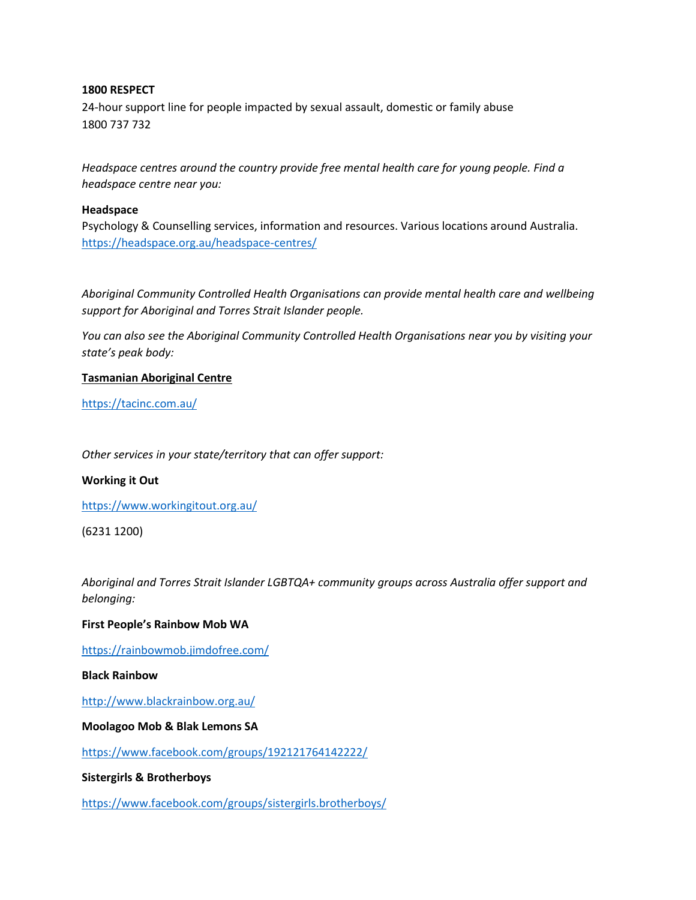**1800 RESPECT**

24-hour support line for people impacted by sexual assault, domestic or family abuse

1800 737 732

*Headspace centres around the country provide free mental health care for young people. Find a headspace centre near you:*

**Headspace**

Psychology & Counselling services, information and resources. Various locations around Australia.

https://headspace.org.au/headspace-centres/

*Aboriginal Community Controlled Health Organisations can provide mental health care and wellbeing support for Aboriginal and Torres Strait Islander people.*

*You can also see the Aboriginal Community Controlled Health Organisations near you by visiting your state's peak body:*

**Tasmanian Aboriginal Centre**

https://tacinc.com.au/

*Other services in your state/territory that can offer support:*

**Working it Out**

https://www.workingitout.org.au/

(6231 1200)

*Aboriginal and Torres Strait Islander LGBTQA+ community groups across Australia offer support and belonging:*

**First People's Rainbow Mob WA**

https://rainbowmob.jimdofree.com/

**Black Rainbow**

http://www.blackrainbow.org.au/

**Moolagoo Mob & Blak Lemons SA**

https://www.facebook.com/groups/192121764142222/

**Sistergirls & Brotherboys**

https://www.facebook.com/groups/sistergirls.brotherboys/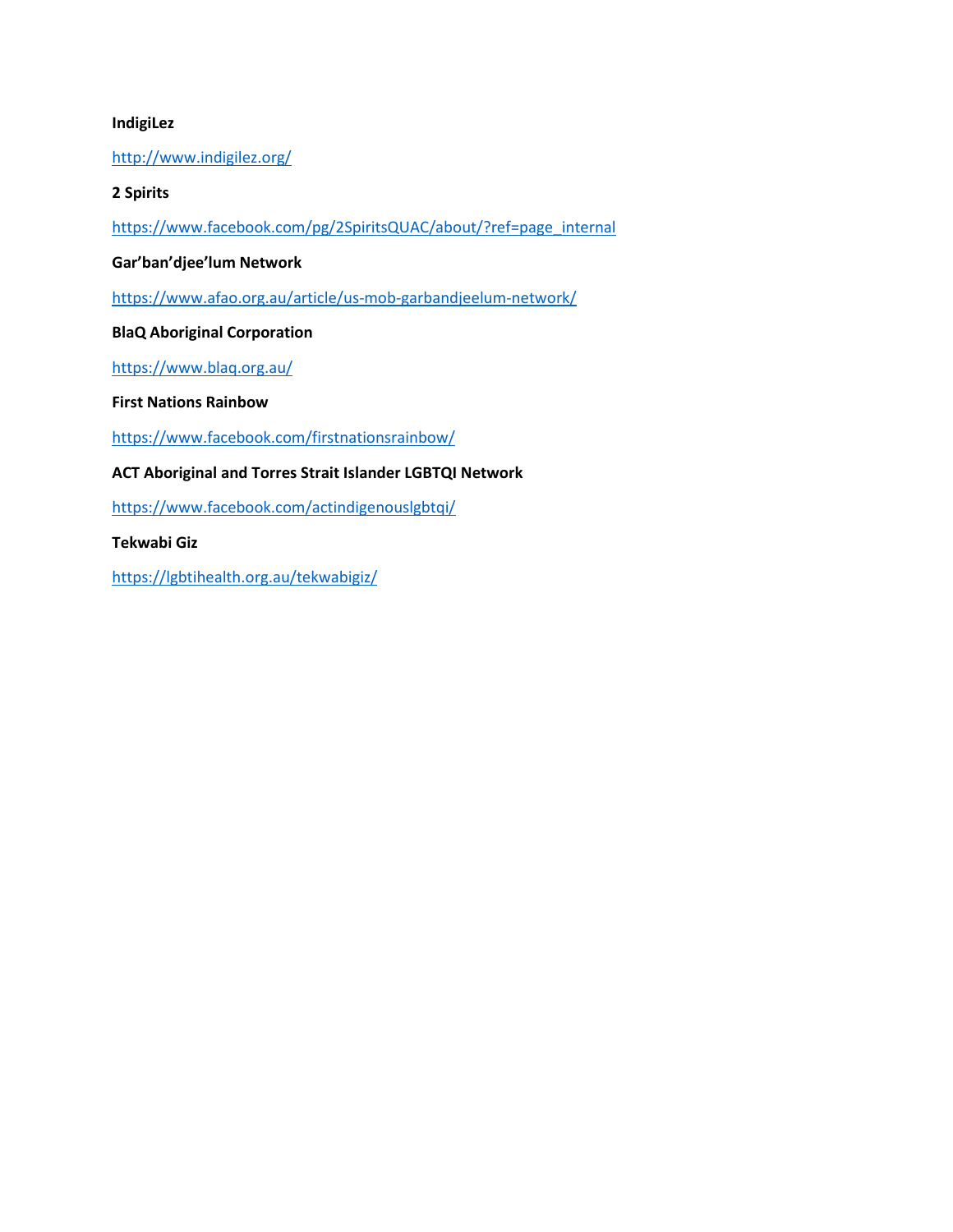**IndigiLez**

http://www.indigilez.org/

**2 Spirits**

https://www.facebook.com/pg/2SpiritsQUAC/about/?ref=page_internal

**Gar'ban'djee'lum Network**

https://www.afao.org.au/article/us-mob-garbandjeelum-network/

**BlaQ Aboriginal Corporation**

https://www.blaq.org.au/

**First Nations Rainbow**

https://www.facebook.com/firstnationsrainbow/

**ACT Aboriginal and Torres Strait Islander LGBTQI Network**

https://www.facebook.com/actindigenouslgbtqi/

**Tekwabi Giz**

https://lgbtihealth.org.au/tekwabigiz/